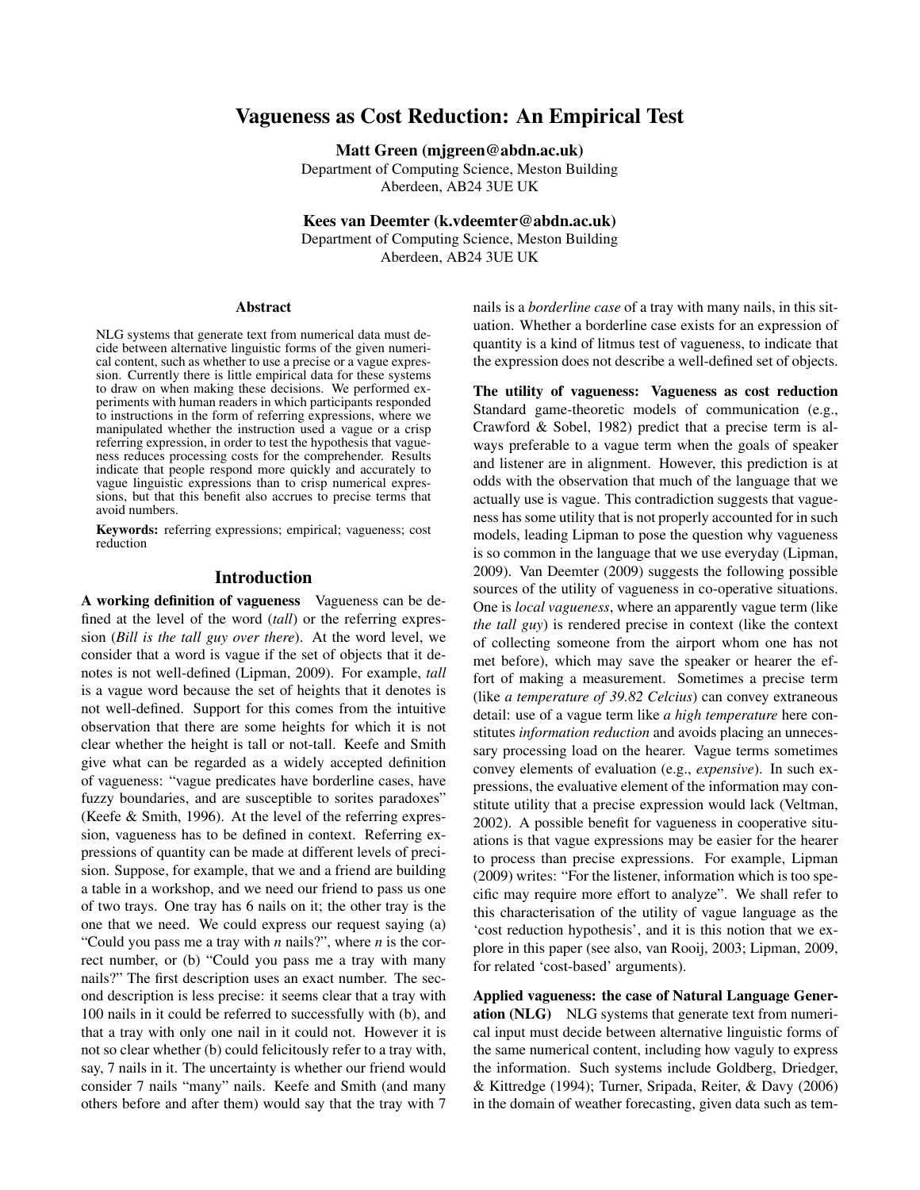# Vagueness as Cost Reduction: An Empirical Test

**Matt Green (mjgreen@abdn.ac.uk)**
Department of Computing Science, Meston Building
Aberdeen, AB24 3UE UK

**Kees van Deemter (k.vdeemter@abdn.ac.uk)**
Department of Computing Science, Meston Building
Aberdeen, AB24 3UE UK

## Abstract

NLG systems that generate text from numerical data must decide between alternative linguistic forms of the given numerical content, such as whether to use a precise or a vague expression. Currently there is little empirical data for these systems to draw on when making these decisions. We performed experiments with human readers in which participants responded to instructions in the form of referring expressions, where we manipulated whether the instruction used a vague or a crisp referring expression, in order to test the hypothesis that vagueness reduces processing costs for the comprehender. Results indicate that people respond more quickly and accurately to vague linguistic expressions than to crisp numerical expressions, but that this benefit also accrues to precise terms that avoid numbers.

**Keywords:** referring expressions; empirical; vagueness; cost reduction

## Introduction

**A working definition of vagueness** Vagueness can be defined at the level of the word (*tall*) or the referring expression (*Bill is the tall guy over there*). At the word level, we consider that a word is vague if the set of objects that it denotes is not well-defined (Lipman, 2009). For example, *tall* is a vague word because the set of heights that it denotes is not well-defined. Support for this comes from the intuitive observation that there are some heights for which it is not clear whether the height is tall or not-tall. Keefe and Smith give what can be regarded as a widely accepted definition of vagueness: "vague predicates have borderline cases, have fuzzy boundaries, and are susceptible to sorites paradoxes" (Keefe & Smith, 1996). At the level of the referring expression, vagueness has to be defined in context. Referring expressions of quantity can be made at different levels of precision. Suppose, for example, that we and a friend are building a table in a workshop, and we need our friend to pass us one of two trays. One tray has 6 nails on it; the other tray is the one that we need. We could express our request saying (a) "Could you pass me a tray with *n* nails?", where *n* is the correct number, or (b) "Could you pass me a tray with many nails?" The first description uses an exact number. The second description is less precise: it seems clear that a tray with 100 nails in it could be referred to successfully with (b), and that a tray with only one nail in it could not. However it is not so clear whether (b) could felicitously refer to a tray with, say, 7 nails in it. The uncertainty is whether our friend would consider 7 nails "many" nails. Keefe and Smith (and many others before and after them) would say that the tray with 7 nails is a *borderline case* of a tray with many nails, in this situation. Whether a borderline case exists for an expression of quantity is a kind of litmus test of vagueness, to indicate that the expression does not describe a well-defined set of objects.

**The utility of vagueness: Vagueness as cost reduction** Standard game-theoretic models of communication (e.g., Crawford & Sobel, 1982) predict that a precise term is always preferable to a vague term when the goals of speaker and listener are in alignment. However, this prediction is at odds with the observation that much of the language that we actually use is vague. This contradiction suggests that vagueness has some utility that is not properly accounted for in such models, leading Lipman to pose the question why vagueness is so common in the language that we use everyday (Lipman, 2009). Van Deemter (2009) suggests the following possible sources of the utility of vagueness in co-operative situations. One is *local vagueness*, where an apparently vague term (like *the tall guy*) is rendered precise in context (like the context of collecting someone from the airport whom one has not met before), which may save the speaker or hearer the effort of making a measurement. Sometimes a precise term (like *a temperature of 39.82 Celcius*) can convey extraneous detail: use of a vague term like *a high temperature* here constitutes *information reduction* and avoids placing an unnecessary processing load on the hearer. Vague terms sometimes convey elements of evaluation (e.g., *expensive*). In such expressions, the evaluative element of the information may constitute utility that a precise expression would lack (Veltman, 2002). A possible benefit for vagueness in cooperative situations is that vague expressions may be easier for the hearer to process than precise expressions. For example, Lipman (2009) writes: "For the listener, information which is too specific may require more effort to analyze". We shall refer to this characterisation of the utility of vague language as the 'cost reduction hypothesis', and it is this notion that we explore in this paper (see also, van Rooij, 2003; Lipman, 2009, for related 'cost-based' arguments).

**Applied vagueness: the case of Natural Language Generation (NLG)** NLG systems that generate text from numerical input must decide between alternative linguistic forms of the same numerical content, including how vaguly to express the information. Such systems include Goldberg, Driedger, & Kittredge (1994); Turner, Sripada, Reiter, & Davy (2006) in the domain of weather forecasting, given data such as tem-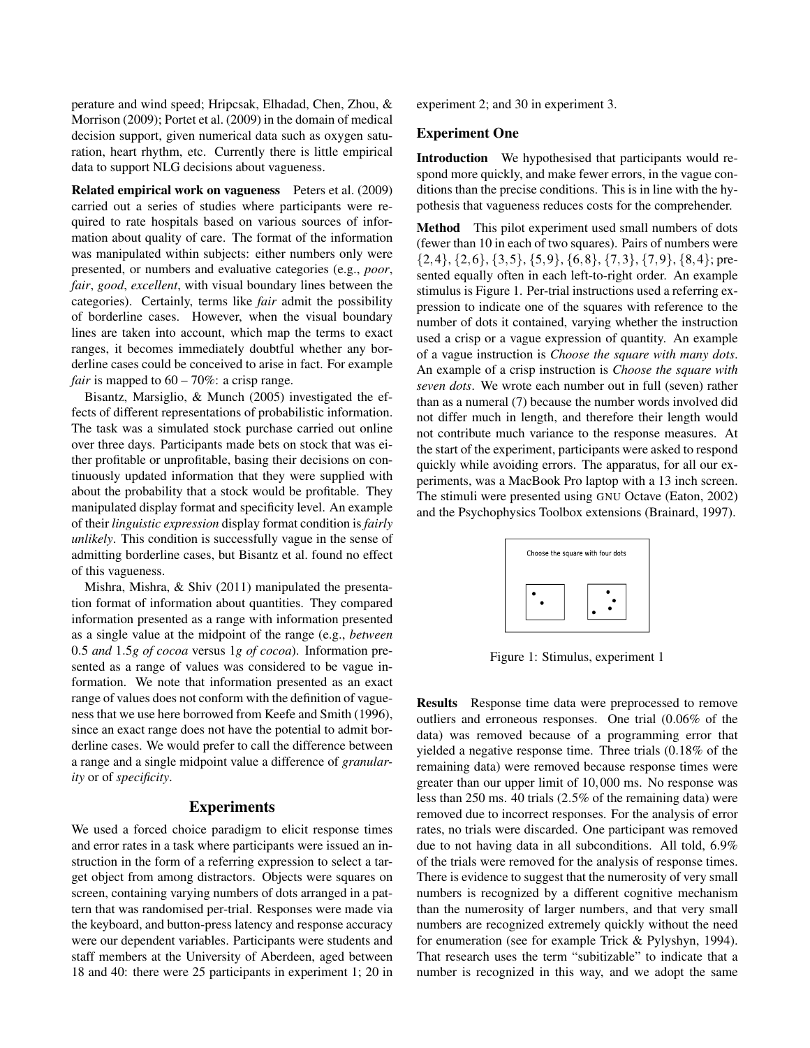perature and wind speed; Hripcsak, Elhadad, Chen, Zhou, & Morrison (2009); Portet et al. (2009) in the domain of medical decision support, given numerical data such as oxygen saturation, heart rhythm, etc. Currently there is little empirical data to support NLG decisions about vagueness.

**Related empirical work on vagueness** Peters et al. (2009) carried out a series of studies where participants were required to rate hospitals based on various sources of information about quality of care. The format of the information was manipulated within subjects: either numbers only were presented, or numbers and evaluative categories (e.g., *poor*, *fair*, *good*, *excellent*, with visual boundary lines between the categories). Certainly, terms like *fair* admit the possibility of borderline cases. However, when the visual boundary lines are taken into account, which map the terms to exact ranges, it becomes immediately doubtful whether any borderline cases could be conceived to arise in fact. For example *fair* is mapped to 60 – 70%: a crisp range.

Bisantz, Marsiglio, & Munch (2005) investigated the effects of different representations of probabilistic information. The task was a simulated stock purchase carried out online over three days. Participants made bets on stock that was either profitable or unprofitable, basing their decisions on continuously updated information that they were supplied with about the probability that a stock would be profitable. They manipulated display format and specificity level. An example of their *linguistic expression* display format condition is *fairly unlikely*. This condition is successfully vague in the sense of admitting borderline cases, but Bisantz et al. found no effect of this vagueness.

Mishra, Mishra, & Shiv (2011) manipulated the presentation format of information about quantities. They compared information presented as a range with information presented as a single value at the midpoint of the range (e.g., *between* 0.5 *and* 1.5*g of cocoa* versus 1*g of cocoa*). Information presented as a range of values was considered to be vague information. We note that information presented as an exact range of values does not conform with the definition of vagueness that we use here borrowed from Keefe and Smith (1996), since an exact range does not have the potential to admit borderline cases. We would prefer to call the difference between a range and a single midpoint value a difference of *granularity* or of *specificity*.

## Experiments

We used a forced choice paradigm to elicit response times and error rates in a task where participants were issued an instruction in the form of a referring expression to select a target object from among distractors. Objects were squares on screen, containing varying numbers of dots arranged in a pattern that was randomised per-trial. Responses were made via the keyboard, and button-press latency and response accuracy were our dependent variables. Participants were students and staff members at the University of Aberdeen, aged between 18 and 40: there were 25 participants in experiment 1; 20 in experiment 2; and 30 in experiment 3.

### Experiment One

**Introduction** We hypothesised that participants would respond more quickly, and make fewer errors, in the vague conditions than the precise conditions. This is in line with the hypothesis that vagueness reduces costs for the comprehender.

**Method** This pilot experiment used small numbers of dots (fewer than 10 in each of two squares). Pairs of numbers were $\{2,4\}, \{2,6\}, \{3,5\}, \{5,9\}, \{6,8\}, \{7,3\}, \{7,9\}, \{8,4\}$; presented equally often in each left-to-right order. An example stimulus is Figure 1. Per-trial instructions used a referring expression to indicate one of the squares with reference to the number of dots it contained, varying whether the instruction used a crisp or a vague expression of quantity. An example of a vague instruction is *Choose the square with many dots*. An example of a crisp instruction is *Choose the square with seven dots*. We wrote each number out in full (seven) rather than as a numeral (7) because the number words involved did not differ much in length, and therefore their length would not contribute much variance to the response measures. At the start of the experiment, participants were asked to respond quickly while avoiding errors. The apparatus, for all our experiments, was a MacBook Pro laptop with a 13 inch screen. The stimuli were presented using GNU Octave (Eaton, 2002) and the Psychophysics Toolbox extensions (Brainard, 1997).

Choose the square with four dots

Figure 1: Stimulus, experiment 1

**Results** Response time data were preprocessed to remove outliers and erroneous responses. One trial (0.06% of the data) was removed because of a programming error that yielded a negative response time. Three trials (0.18% of the remaining data) were removed because response times were greater than our upper limit of 10,000 ms. No response was less than 250 ms. 40 trials (2.5% of the remaining data) were removed due to incorrect responses. For the analysis of error rates, no trials were discarded. One participant was removed due to not having data in all subconditions. All told, 6.9% of the trials were removed for the analysis of response times. There is evidence to suggest that the numerosity of very small numbers is recognized by a different cognitive mechanism than the numerosity of larger numbers, and that very small numbers are recognized extremely quickly without the need for enumeration (see for example Trick & Pylyshyn, 1994). That research uses the term "subitizable" to indicate that a number is recognized in this way, and we adopt the same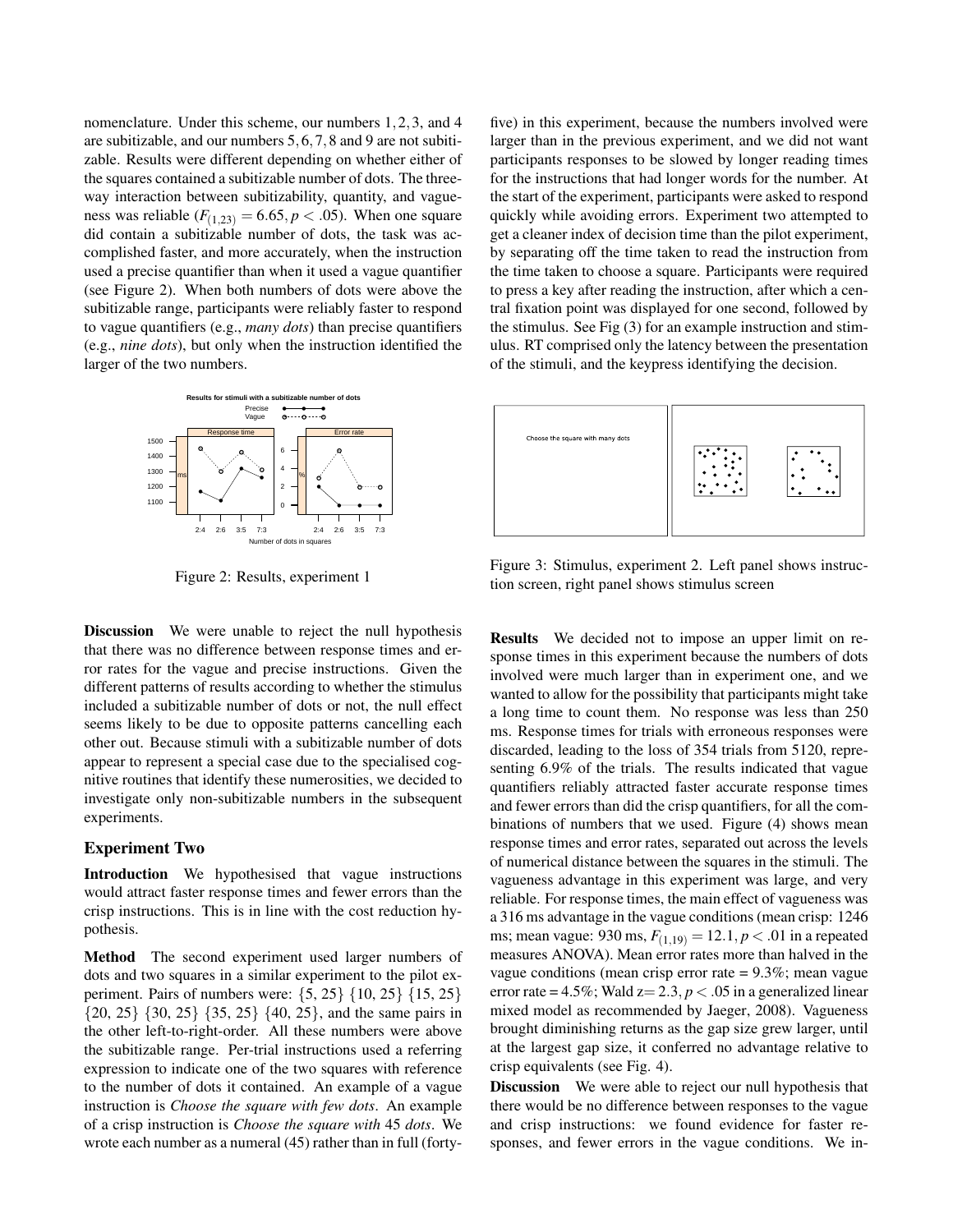nomenclature. Under this scheme, our numbers 1, 2, 3, and 4 are subitizable, and our numbers 5, 6, 7, 8 and 9 are not subitizable. Results were different depending on whether either of the squares contained a subitizable number of dots. The three-way interaction between subitizability, quantity, and vagueness was reliable ($F_{(1,23)} = 6.65, p < .05$). When one square did contain a subitizable number of dots, the task was accomplished faster, and more accurately, when the instruction used a precise quantifier than when it used a vague quantifier (see Figure 2). When both numbers of dots were above the subitizable range, participants were reliably faster to respond to vague quantifiers (e.g., *many dots*) than precise quantifiers (e.g., *nine dots*), but only when the instruction identified the larger of the two numbers.

Figure 2: Results, experiment 1

**Discussion** We were unable to reject the null hypothesis that there was no difference between response times and error rates for the vague and precise instructions. Given the different patterns of results according to whether the stimulus included a subitizable number of dots or not, the null effect seems likely to be due to opposite patterns cancelling each other out. Because stimuli with a subitizable number of dots appear to represent a special case due to the specialised cognitive routines that identify these numerosities, we decided to investigate only non-subitizable numbers in the subsequent experiments.

### Experiment Two

**Introduction** We hypothesised that vague instructions would attract faster response times and fewer errors than the crisp instructions. This is in line with the cost reduction hypothesis.

**Method** The second experiment used larger numbers of dots and two squares in a similar experiment to the pilot experiment. Pairs of numbers were: {5, 25} {10, 25} {15, 25} {20, 25} {30, 25} {35, 25} {40, 25}, and the same pairs in the other left-to-right-order. All these numbers were above the subitizable range. Per-trial instructions used a referring expression to indicate one of the two squares with reference to the number of dots it contained. An example of a vague instruction is *Choose the square with few dots*. An example of a crisp instruction is *Choose the square with* 45 *dots*. We wrote each number as a numeral (45) rather than in full (forty-five) in this experiment, because the numbers involved were larger than in the previous experiment, and we did not want participants responses to be slowed by longer reading times for the instructions that had longer words for the number. At the start of the experiment, participants were asked to respond quickly while avoiding errors. Experiment two attempted to get a cleaner index of decision time than the pilot experiment, by separating off the time taken to read the instruction from the time taken to choose a square. Participants were required to press a key after reading the instruction, after which a central fixation point was displayed for one second, followed by the stimulus. See Fig (3) for an example instruction and stimulus. RT comprised only the latency between the presentation of the stimuli, and the keypress identifying the decision.

Figure 3: Stimulus, experiment 2. Left panel shows instruction screen, right panel shows stimulus screen

**Results** We decided not to impose an upper limit on response times in this experiment because the numbers of dots involved were much larger than in experiment one, and we wanted to allow for the possibility that participants might take a long time to count them. No response was less than 250 ms. Response times for trials with erroneous responses were discarded, leading to the loss of 354 trials from 5120, representing 6.9% of the trials. The results indicated that vague quantifiers reliably attracted faster accurate response times and fewer errors than did the crisp quantifiers, for all the combinations of numbers that we used. Figure (4) shows mean response times and error rates, separated out across the levels of numerical distance between the squares in the stimuli. The vagueness advantage in this experiment was large, and very reliable. For response times, the main effect of vagueness was a 316 ms advantage in the vague conditions (mean crisp: 1246 ms; mean vague: 930 ms, $F_{(1,19)} = 12.1, p < .01$ in a repeated measures ANOVA). Mean error rates more than halved in the vague conditions (mean crisp error rate = 9.3%; mean vague error rate = 4.5%; Wald z= 2.3, $p < .05$ in a generalized linear mixed model as recommended by Jaeger, 2008). Vagueness brought diminishing returns as the gap size grew larger, until at the largest gap size, it conferred no advantage relative to crisp equivalents (see Fig. 4).

**Discussion** We were able to reject our null hypothesis that there would be no difference between responses to the vague and crisp instructions: we found evidence for faster responses, and fewer errors in the vague conditions. We in-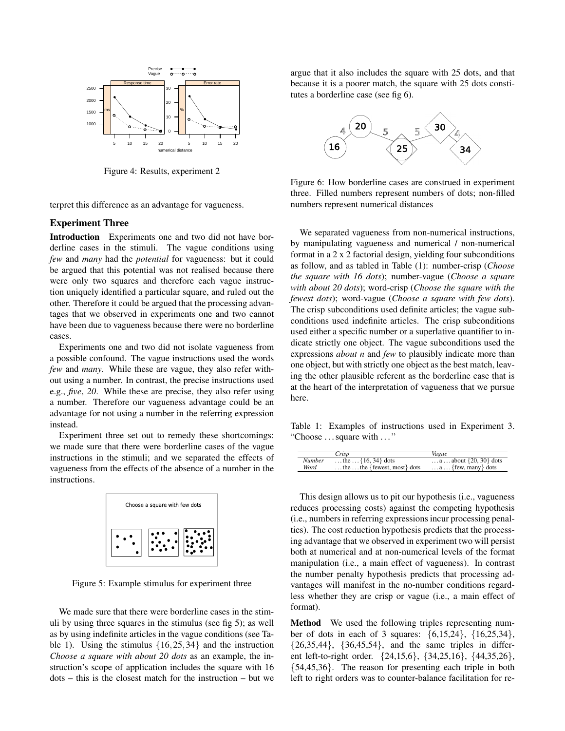Figure 4: Results, experiment 2

terpret this difference as an advantage for vagueness.

## Experiment Three

**Introduction** Experiments one and two did not have borderline cases in the stimuli. The vague conditions using *few* and *many* had the *potential* for vagueness: but it could be argued that this potential was not realised because there were only two squares and therefore each vague instruction uniquely identified a particular square, and ruled out the other. Therefore it could be argued that the processing advantages that we observed in experiments one and two cannot have been due to vagueness because there were no borderline cases.

Experiments one and two did not isolate vagueness from a possible confound. The vague instructions used the words *few* and *many*. While these are vague, they also refer without using a number. In contrast, the precise instructions used e.g., *five*, *20*. While these are precise, they also refer using a number. Therefore our vagueness advantage could be an advantage for not using a number in the referring expression instead.

Experiment three set out to remedy these shortcomings: we made sure that there were borderline cases of the vague instructions in the stimuli; and we separated the effects of vagueness from the effects of the absence of a number in the instructions.

Figure 5: Example stimulus for experiment three

We made sure that there were borderline cases in the stimuli by using three squares in the stimulus (see fig 5); as well as by using indefinite articles in the vague conditions (see Table 1). Using the stimulus $\{16, 25, 34\}$ and the instruction *Choose a square with about 20 dots* as an example, the instruction's scope of application includes the square with 16 dots – this is the closest match for the instruction – but we argue that it also includes the square with 25 dots, and that because it is a poorer match, the square with 25 dots constitutes a borderline case (see fig 6).

Figure 6: How borderline cases are construed in experiment three. Filled numbers represent numbers of dots; non-filled numbers represent numerical distances

We separated vagueness from non-numerical instructions, by manipulating vagueness and numerical / non-numerical format in a 2 x 2 factorial design, yielding four subconditions as follow, and as tabled in Table (1): number-crisp (*Choose the square with 16 dots*); number-vague (*Choose a square with about 20 dots*); word-crisp (*Choose the square with the fewest dots*); word-vague (*Choose a square with few dots*). The crisp subconditions used definite articles; the vague subconditions used indefinite articles. The crisp subconditions used either a specific number or a superlative quantifier to indicate strictly one object. The vague subconditions used the expressions *about n* and *few* to plausibly indicate more than one object, but with strictly one object as the best match, leaving the other plausible referent as the borderline case that is at the heart of the interpretation of vagueness that we pursue here.

Table 1: Examples of instructions used in Experiment 3. "Choose . . . square with . . . "

| | *Crisp* | *Vague* |
|---|---|---|
| *Number* | . . . the . . . {16, 34} dots | . . . a . . . about {20, 30} dots |
| *Word* | . . . the . . . the {fewest, most} dots | . . . a . . . {few, many} dots |

This design allows us to pit our hypothesis (i.e., vagueness reduces processing costs) against the competing hypothesis (i.e., numbers in referring expressions incur processing penalties). The cost reduction hypothesis predicts that the processing advantage that we observed in experiment two will persist both at numerical and at non-numerical levels of the format manipulation (i.e., a main effect of vagueness). In contrast the number penalty hypothesis predicts that processing advantages will manifest in the no-number conditions regardless whether they are crisp or vague (i.e., a main effect of format).

**Method** We used the following triples representing number of dots in each of 3 squares: {6,15,24}, {16,25,34}, {26,35,44}, {36,45,54}, and the same triples in different left-to-right order. {24,15,6}, {34,25,16}, {44,35,26}, {54,45,36}. The reason for presenting each triple in both left to right orders was to counter-balance facilitation for re-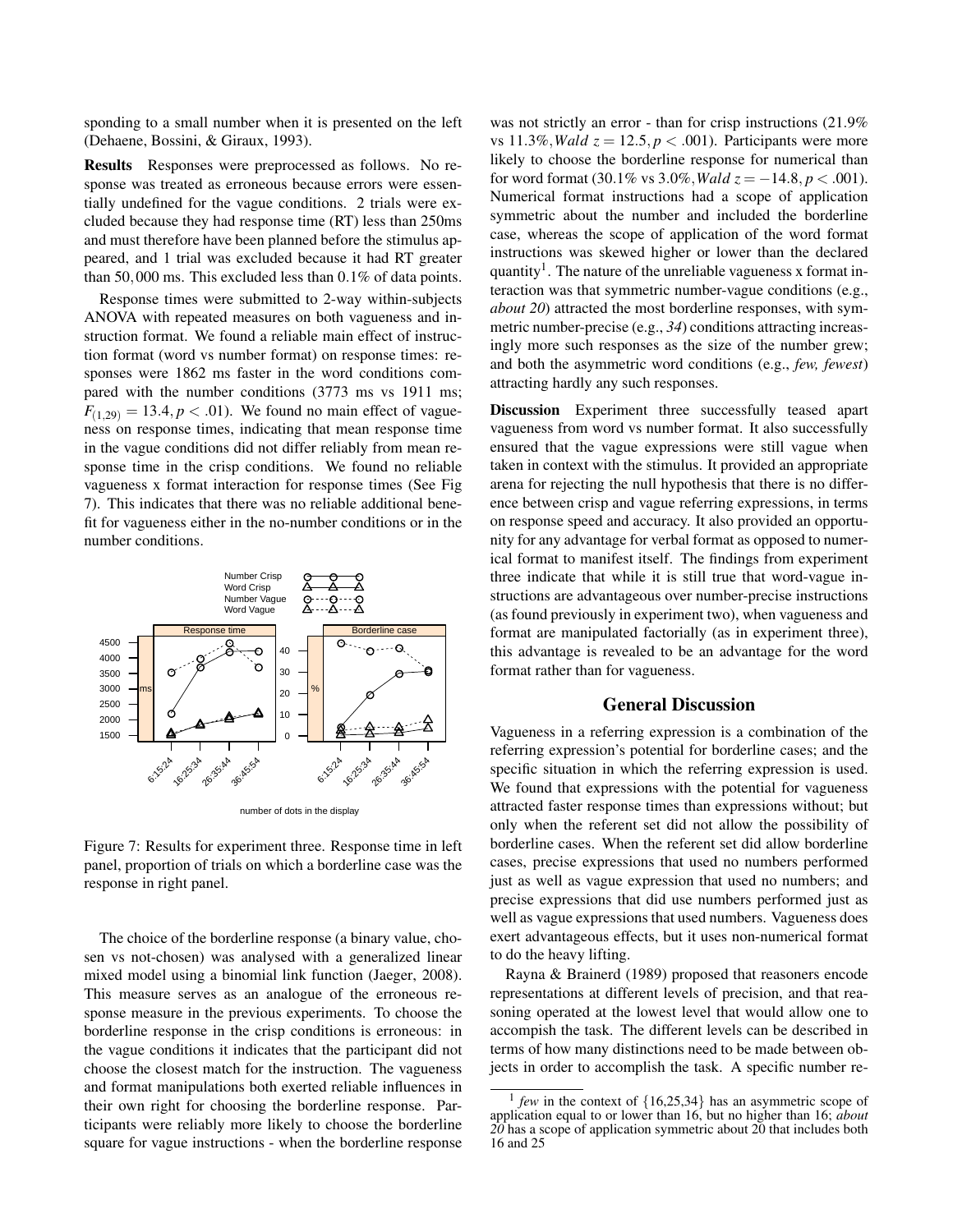sponding to a small number when it is presented on the left (Dehaene, Bossini, & Giraux, 1993).

**Results** Responses were preprocessed as follows. No response was treated as erroneous because errors were essentially undefined for the vague conditions. 2 trials were excluded because they had response time (RT) less than 250ms and must therefore have been planned before the stimulus appeared, and 1 trial was excluded because it had RT greater than 50,000 ms. This excluded less than 0.1% of data points.

Response times were submitted to 2-way within-subjects ANOVA with repeated measures on both vagueness and instruction format. We found a reliable main effect of instruction format (word vs number format) on response times: responses were 1862 ms faster in the word conditions compared with the number conditions (3773 ms vs 1911 ms; $F_{(1,29)} = 13.4, p < .01$). We found no main effect of vagueness on response times, indicating that mean response time in the vague conditions did not differ reliably from mean response time in the crisp conditions. We found no reliable vagueness x format interaction for response times (See Fig 7). This indicates that there was no reliable additional benefit for vagueness either in the no-number conditions or in the number conditions.

Figure 7: Results for experiment three. Response time in left panel, proportion of trials on which a borderline case was the response in right panel.

The choice of the borderline response (a binary value, chosen vs not-chosen) was analysed with a generalized linear mixed model using a binomial link function (Jaeger, 2008). This measure serves as an analogue of the erroneous response measure in the previous experiments. To choose the borderline response in the crisp conditions is erroneous: in the vague conditions it indicates that the participant did not choose the closest match for the instruction. The vagueness and format manipulations both exerted reliable influences in their own right for choosing the borderline response. Participants were reliably more likely to choose the borderline square for vague instructions - when the borderline response was not strictly an error - than for crisp instructions (21.9% vs 11.3%, $Wald\ z = 12.5, p < .001$). Participants were more likely to choose the borderline response for numerical than for word format (30.1% vs 3.0%, $Wald\ z = -14.8, p < .001$). Numerical format instructions had a scope of application symmetric about the number and included the borderline case, whereas the scope of application of the word format instructions was skewed higher or lower than the declared quantity[1]. The nature of the unreliable vagueness x format interaction was that symmetric number-vague conditions (e.g., *about 20*) attracted the most borderline responses, with symmetric number-precise (e.g., *34*) conditions attracting increasingly more such responses as the size of the number grew; and both the asymmetric word conditions (e.g., *few, fewest*) attracting hardly any such responses.

**Discussion** Experiment three successfully teased apart vagueness from word vs number format. It also successfully ensured that the vague expressions were still vague when taken in context with the stimulus. It provided an appropriate arena for rejecting the null hypothesis that there is no difference between crisp and vague referring expressions, in terms on response speed and accuracy. It also provided an opportunity for any advantage for verbal format as opposed to numerical format to manifest itself. The findings from experiment three indicate that while it is still true that word-vague instructions are advantageous over number-precise instructions (as found previously in experiment two), when vagueness and format are manipulated factorially (as in experiment three), this advantage is revealed to be an advantage for the word format rather than for vagueness.

## General Discussion

Vagueness in a referring expression is a combination of the referring expression's potential for borderline cases; and the specific situation in which the referring expression is used. We found that expressions with the potential for vagueness attracted faster response times than expressions without; but only when the referent set did not allow the possibility of borderline cases. When the referent set did allow borderline cases, precise expressions that used no numbers performed just as well as vague expression that used no numbers; and precise expressions that did use numbers performed just as well as vague expressions that used numbers. Vagueness does exert advantageous effects, but it uses non-numerical format to do the heavy lifting.

Rayna & Brainerd (1989) proposed that reasoners encode representations at different levels of precision, and that reasoning operated at the lowest level that would allow one to accompish the task. The different levels can be described in terms of how many distinctions need to be made between objects in order to accomplish the task. A specific number re-

[1] *few* in the context of {16,25,34} has an asymmetric scope of application equal to or lower than 16, but no higher than 16; *about 20* has a scope of application symmetric about 20 that includes both 16 and 25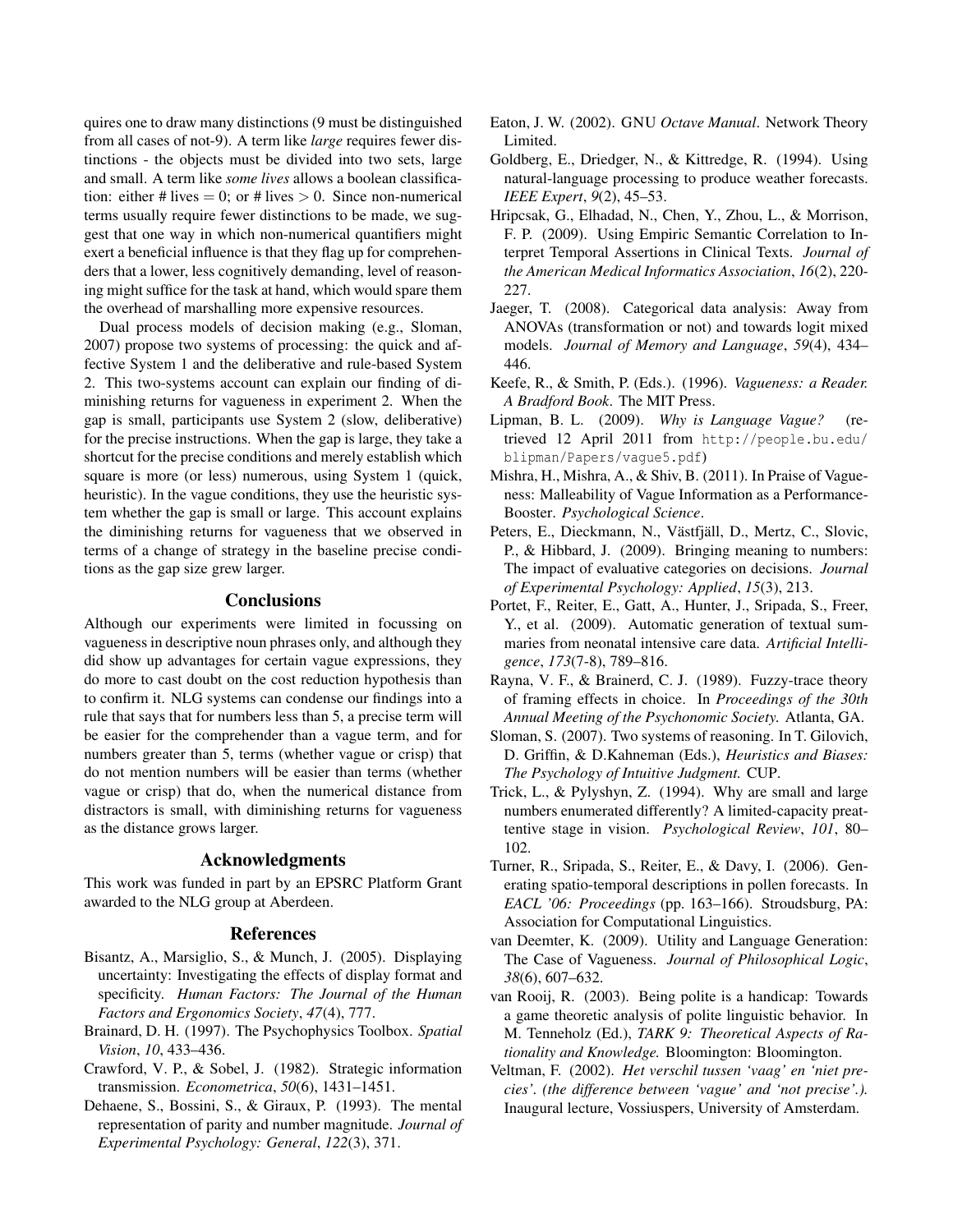quires one to draw many distinctions (9 must be distinguished from all cases of not-9). A term like *large* requires fewer distinctions - the objects must be divided into two sets, large and small. A term like *some lives* allows a boolean classification: either # lives = 0; or # lives > 0. Since non-numerical terms usually require fewer distinctions to be made, we suggest that one way in which non-numerical quantifiers might exert a beneficial influence is that they flag up for comprehenders that a lower, less cognitively demanding, level of reasoning might suffice for the task at hand, which would spare them the overhead of marshalling more expensive resources.

Dual process models of decision making (e.g., Sloman, 2007) propose two systems of processing: the quick and affective System 1 and the deliberative and rule-based System 2. This two-systems account can explain our finding of diminishing returns for vagueness in experiment 2. When the gap is small, participants use System 2 (slow, deliberative) for the precise instructions. When the gap is large, they take a shortcut for the precise conditions and merely establish which square is more (or less) numerous, using System 1 (quick, heuristic). In the vague conditions, they use the heuristic system whether the gap is small or large. This account explains the diminishing returns for vagueness that we observed in terms of a change of strategy in the baseline precise conditions as the gap size grew larger.

## Conclusions

Although our experiments were limited in focussing on vagueness in descriptive noun phrases only, and although they did show up advantages for certain vague expressions, they do more to cast doubt on the cost reduction hypothesis than to confirm it. NLG systems can condense our findings into a rule that says that for numbers less than 5, a precise term will be easier for the comprehender than a vague term, and for numbers greater than 5, terms (whether vague or crisp) that do not mention numbers will be easier than terms (whether vague or crisp) that do, when the numerical distance from distractors is small, with diminishing returns for vagueness as the distance grows larger.

## Acknowledgments

This work was funded in part by an EPSRC Platform Grant awarded to the NLG group at Aberdeen.

## References

Bisantz, A., Marsiglio, S., & Munch, J. (2005). Displaying uncertainty: Investigating the effects of display format and specificity. *Human Factors: The Journal of the Human Factors and Ergonomics Society*, *47*(4), 777.

Brainard, D. H. (1997). The Psychophysics Toolbox. *Spatial Vision*, *10*, 433–436.

Crawford, V. P., & Sobel, J. (1982). Strategic information transmission. *Econometrica*, *50*(6), 1431–1451.

Dehaene, S., Bossini, S., & Giraux, P. (1993). The mental representation of parity and number magnitude. *Journal of Experimental Psychology: General*, *122*(3), 371.

Eaton, J. W. (2002). GNU *Octave Manual*. Network Theory Limited.

Goldberg, E., Driedger, N., & Kittredge, R. (1994). Using natural-language processing to produce weather forecasts. *IEEE Expert*, *9*(2), 45–53.

Hripcsak, G., Elhadad, N., Chen, Y., Zhou, L., & Morrison, F. P. (2009). Using Empiric Semantic Correlation to Interpret Temporal Assertions in Clinical Texts. *Journal of the American Medical Informatics Association*, *16*(2), 220-227.

Jaeger, T. (2008). Categorical data analysis: Away from ANOVAs (transformation or not) and towards logit mixed models. *Journal of Memory and Language*, *59*(4), 434–446.

Keefe, R., & Smith, P. (Eds.). (1996). *Vagueness: a Reader. A Bradford Book*. The MIT Press.

Lipman, B. L. (2009). *Why is Language Vague?* (retrieved 12 April 2011 from `http://people.bu.edu/blipman/Papers/vague5.pdf`)

Mishra, H., Mishra, A., & Shiv, B. (2011). In Praise of Vagueness: Malleability of Vague Information as a Performance-Booster. *Psychological Science*.

Peters, E., Dieckmann, N., Västfjäll, D., Mertz, C., Slovic, P., & Hibbard, J. (2009). Bringing meaning to numbers: The impact of evaluative categories on decisions. *Journal of Experimental Psychology: Applied*, *15*(3), 213.

Portet, F., Reiter, E., Gatt, A., Hunter, J., Sripada, S., Freer, Y., et al. (2009). Automatic generation of textual summaries from neonatal intensive care data. *Artificial Intelligence*, *173*(7-8), 789–816.

Rayna, V. F., & Brainerd, C. J. (1989). Fuzzy-trace theory of framing effects in choice. In *Proceedings of the 30th Annual Meeting of the Psychonomic Society.* Atlanta, GA.

Sloman, S. (2007). Two systems of reasoning. In T. Gilovich, D. Griffin, & D.Kahneman (Eds.), *Heuristics and Biases: The Psychology of Intuitive Judgment.* CUP.

Trick, L., & Pylyshyn, Z. (1994). Why are small and large numbers enumerated differently? A limited-capacity preattentive stage in vision. *Psychological Review*, *101*, 80–102.

Turner, R., Sripada, S., Reiter, E., & Davy, I. (2006). Generating spatio-temporal descriptions in pollen forecasts. In *EACL '06: Proceedings* (pp. 163–166). Stroudsburg, PA: Association for Computational Linguistics.

van Deemter, K. (2009). Utility and Language Generation: The Case of Vagueness. *Journal of Philosophical Logic*, *38*(6), 607–632.

van Rooij, R. (2003). Being polite is a handicap: Towards a game theoretic analysis of polite linguistic behavior. In M. Tenneholz (Ed.), *TARK 9: Theoretical Aspects of Rationality and Knowledge.* Bloomington: Bloomington.

Veltman, F. (2002). *Het verschil tussen 'vaag' en 'niet precies'. (the difference between 'vague' and 'not precise'.).* Inaugural lecture, Vossiuspers, University of Amsterdam.